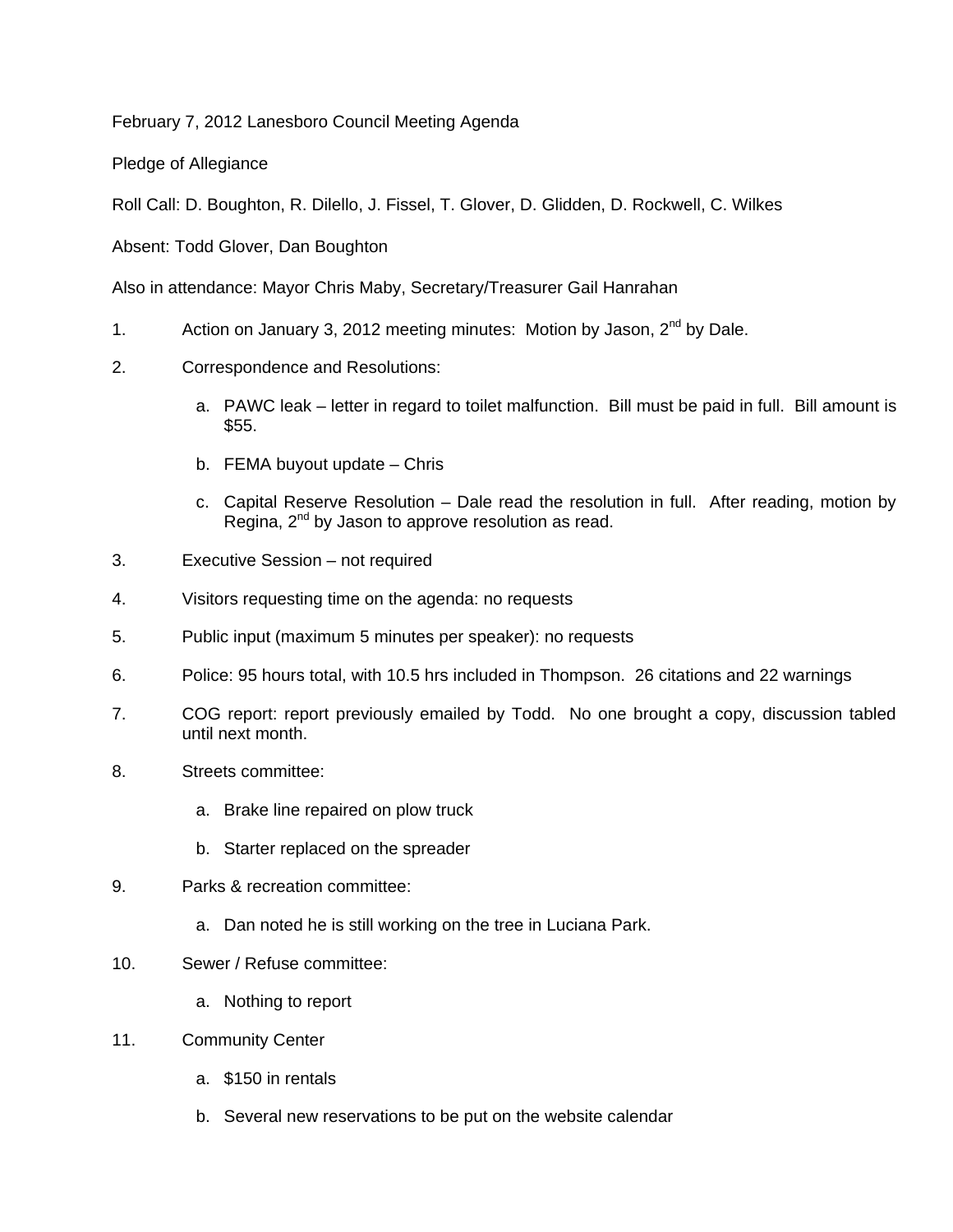February 7, 2012 Lanesboro Council Meeting Agenda

Pledge of Allegiance

Roll Call: D. Boughton, R. Dilello, J. Fissel, T. Glover, D. Glidden, D. Rockwell, C. Wilkes

Absent: Todd Glover, Dan Boughton

Also in attendance: Mayor Chris Maby, Secretary/Treasurer Gail Hanrahan

1. Action on January 3, 2012 meeting minutes: Motion by Jason, 2nd by Dale.

2. Correspondence and Resolutions:

   a. PAWC leak – letter in regard to toilet malfunction. Bill must be paid in full. Bill amount is $55.

   b. FEMA buyout update – Chris

   c. Capital Reserve Resolution – Dale read the resolution in full. After reading, motion by Regina, 2nd by Jason to approve resolution as read.

3. Executive Session – not required

4. Visitors requesting time on the agenda: no requests

5. Public input (maximum 5 minutes per speaker): no requests

6. Police: 95 hours total, with 10.5 hrs included in Thompson. 26 citations and 22 warnings

7. COG report: report previously emailed by Todd. No one brought a copy, discussion tabled until next month.

8. Streets committee:

   a. Brake line repaired on plow truck

   b. Starter replaced on the spreader

9. Parks & recreation committee:

   a. Dan noted he is still working on the tree in Luciana Park.

10. Sewer / Refuse committee:

    a. Nothing to report

11. Community Center

    a. $150 in rentals

    b. Several new reservations to be put on the website calendar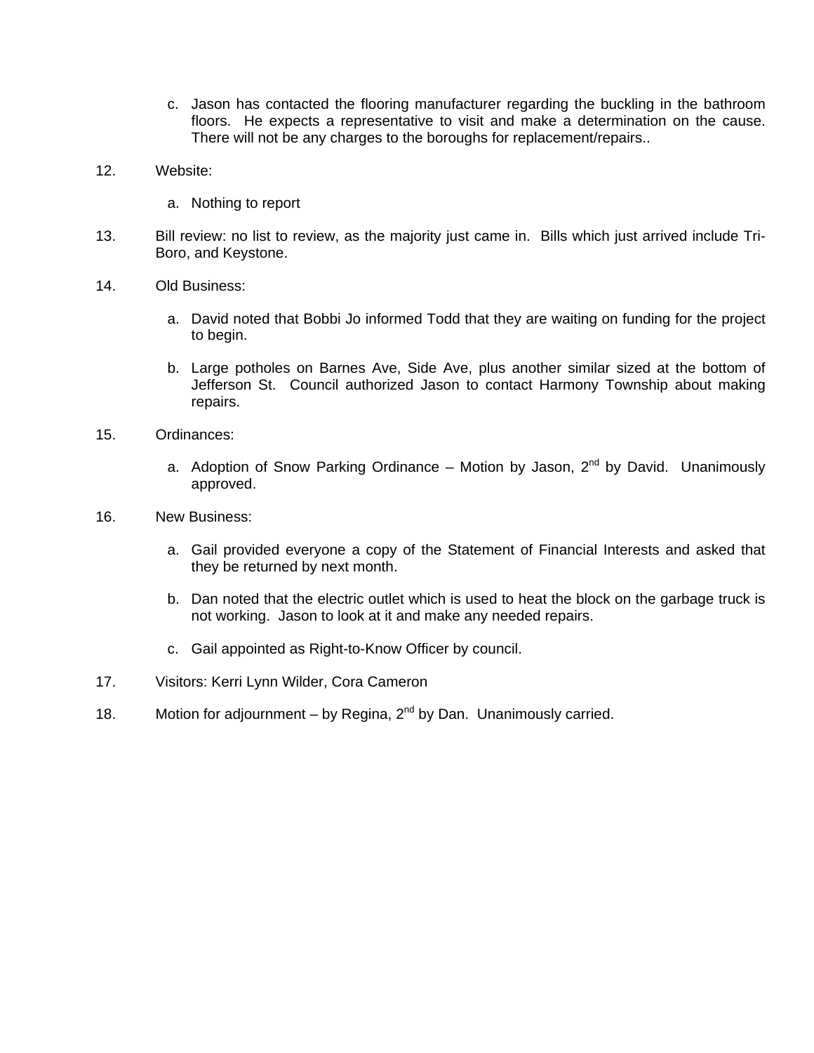c. Jason has contacted the flooring manufacturer regarding the buckling in the bathroom floors. He expects a representative to visit and make a determination on the cause. There will not be any charges to the boroughs for replacement/repairs..

12. Website:

    a. Nothing to report

13. Bill review: no list to review, as the majority just came in. Bills which just arrived include Tri-Boro, and Keystone.

14. Old Business:

    a. David noted that Bobbi Jo informed Todd that they are waiting on funding for the project to begin.

    b. Large potholes on Barnes Ave, Side Ave, plus another similar sized at the bottom of Jefferson St. Council authorized Jason to contact Harmony Township about making repairs.

15. Ordinances:

    a. Adoption of Snow Parking Ordinance – Motion by Jason, 2nd by David. Unanimously approved.

16. New Business:

    a. Gail provided everyone a copy of the Statement of Financial Interests and asked that they be returned by next month.

    b. Dan noted that the electric outlet which is used to heat the block on the garbage truck is not working. Jason to look at it and make any needed repairs.

    c. Gail appointed as Right-to-Know Officer by council.

17. Visitors: Kerri Lynn Wilder, Cora Cameron

18. Motion for adjournment – by Regina, 2nd by Dan. Unanimously carried.